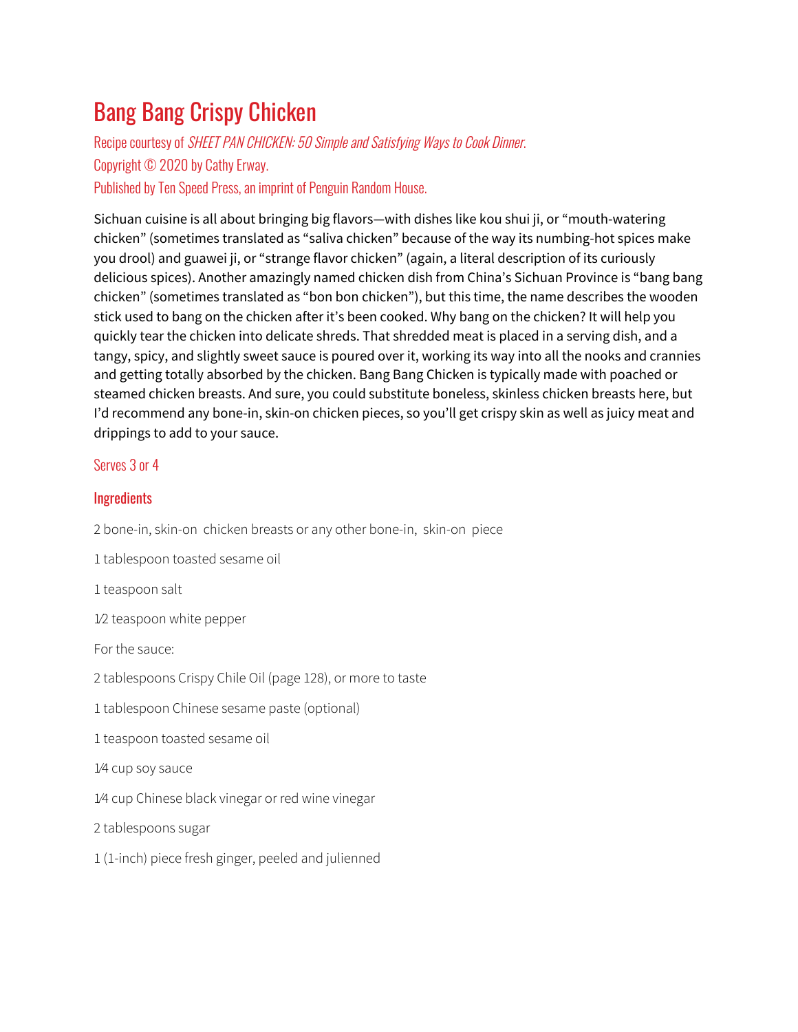# Bang Bang Crispy Chicken

Recipe courtesy of *SHEET PAN CHICKEN: 50 Simple and Satisfying Ways to Cook Dinner.*
Copyright © 2020 by Cathy Erway.
Published by Ten Speed Press, an imprint of Penguin Random House.

Sichuan cuisine is all about bringing big flavors—with dishes like kou shui ji, or "mouth-watering chicken" (sometimes translated as "saliva chicken" because of the way its numbing-hot spices make you drool) and guawei ji, or "strange flavor chicken" (again, a literal description of its curiously delicious spices). Another amazingly named chicken dish from China's Sichuan Province is "bang bang chicken" (sometimes translated as "bon bon chicken"), but this time, the name describes the wooden stick used to bang on the chicken after it's been cooked. Why bang on the chicken? It will help you quickly tear the chicken into delicate shreds. That shredded meat is placed in a serving dish, and a tangy, spicy, and slightly sweet sauce is poured over it, working its way into all the nooks and crannies and getting totally absorbed by the chicken. Bang Bang Chicken is typically made with poached or steamed chicken breasts. And sure, you could substitute boneless, skinless chicken breasts here, but I'd recommend any bone-in, skin-on chicken pieces, so you'll get crispy skin as well as juicy meat and drippings to add to your sauce.

Serves 3 or 4

## Ingredients

2 bone-in, skin-on chicken breasts or any other bone-in, skin-on piece

1 tablespoon toasted sesame oil

1 teaspoon salt

1⁄2 teaspoon white pepper

For the sauce:

2 tablespoons Crispy Chile Oil (page 128), or more to taste

1 tablespoon Chinese sesame paste (optional)

1 teaspoon toasted sesame oil

1⁄4 cup soy sauce

1⁄4 cup Chinese black vinegar or red wine vinegar

2 tablespoons sugar

1 (1-inch) piece fresh ginger, peeled and julienned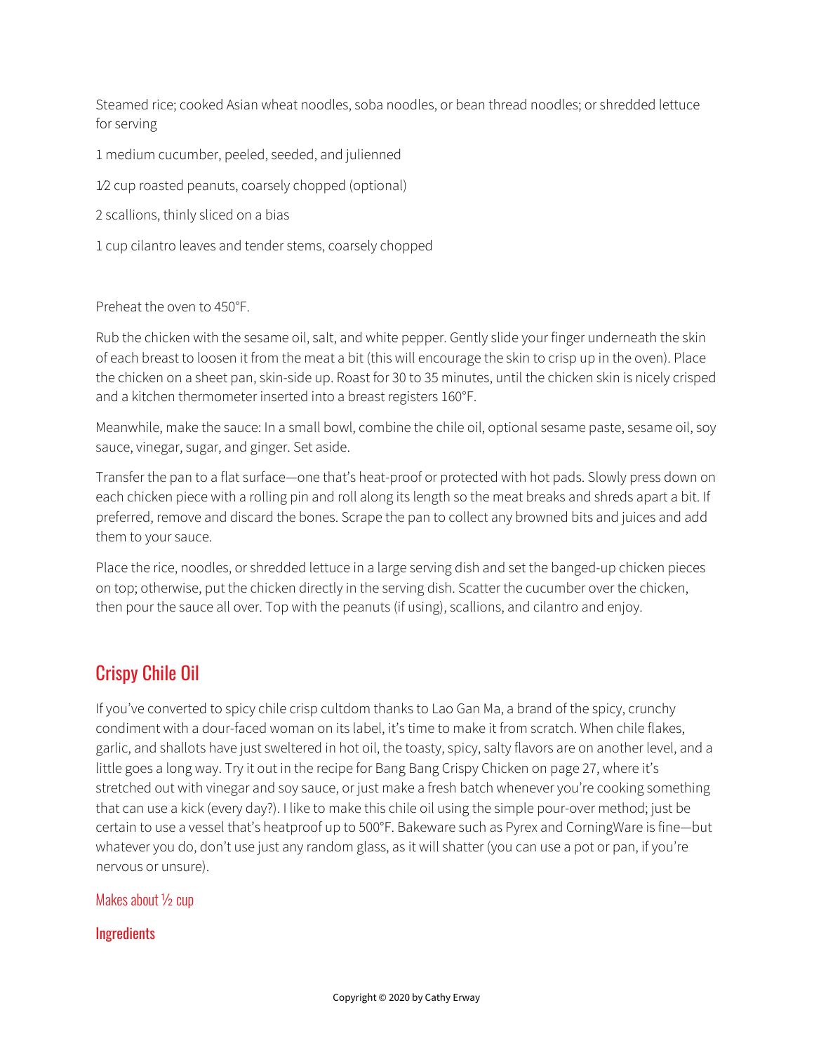Steamed rice; cooked Asian wheat noodles, soba noodles, or bean thread noodles; or shredded lettuce for serving

1 medium cucumber, peeled, seeded, and julienned

1⁄2 cup roasted peanuts, coarsely chopped (optional)

2 scallions, thinly sliced on a bias

1 cup cilantro leaves and tender stems, coarsely chopped

Preheat the oven to 450°F.

Rub the chicken with the sesame oil, salt, and white pepper. Gently slide your finger underneath the skin of each breast to loosen it from the meat a bit (this will encourage the skin to crisp up in the oven). Place the chicken on a sheet pan, skin-side up. Roast for 30 to 35 minutes, until the chicken skin is nicely crisped and a kitchen thermometer inserted into a breast registers 160°F.

Meanwhile, make the sauce: In a small bowl, combine the chile oil, optional sesame paste, sesame oil, soy sauce, vinegar, sugar, and ginger. Set aside.

Transfer the pan to a flat surface—one that's heat-proof or protected with hot pads. Slowly press down on each chicken piece with a rolling pin and roll along its length so the meat breaks and shreds apart a bit. If preferred, remove and discard the bones. Scrape the pan to collect any browned bits and juices and add them to your sauce.

Place the rice, noodles, or shredded lettuce in a large serving dish and set the banged-up chicken pieces on top; otherwise, put the chicken directly in the serving dish. Scatter the cucumber over the chicken, then pour the sauce all over. Top with the peanuts (if using), scallions, and cilantro and enjoy.

## Crispy Chile Oil

If you've converted to spicy chile crisp cultdom thanks to Lao Gan Ma, a brand of the spicy, crunchy condiment with a dour-faced woman on its label, it's time to make it from scratch. When chile flakes, garlic, and shallots have just sweltered in hot oil, the toasty, spicy, salty flavors are on another level, and a little goes a long way. Try it out in the recipe for Bang Bang Crispy Chicken on page 27, where it's stretched out with vinegar and soy sauce, or just make a fresh batch whenever you're cooking something that can use a kick (every day?). I like to make this chile oil using the simple pour-over method; just be certain to use a vessel that's heatproof up to 500°F. Bakeware such as Pyrex and CorningWare is fine—but whatever you do, don't use just any random glass, as it will shatter (you can use a pot or pan, if you're nervous or unsure).

Makes about ½ cup

### Ingredients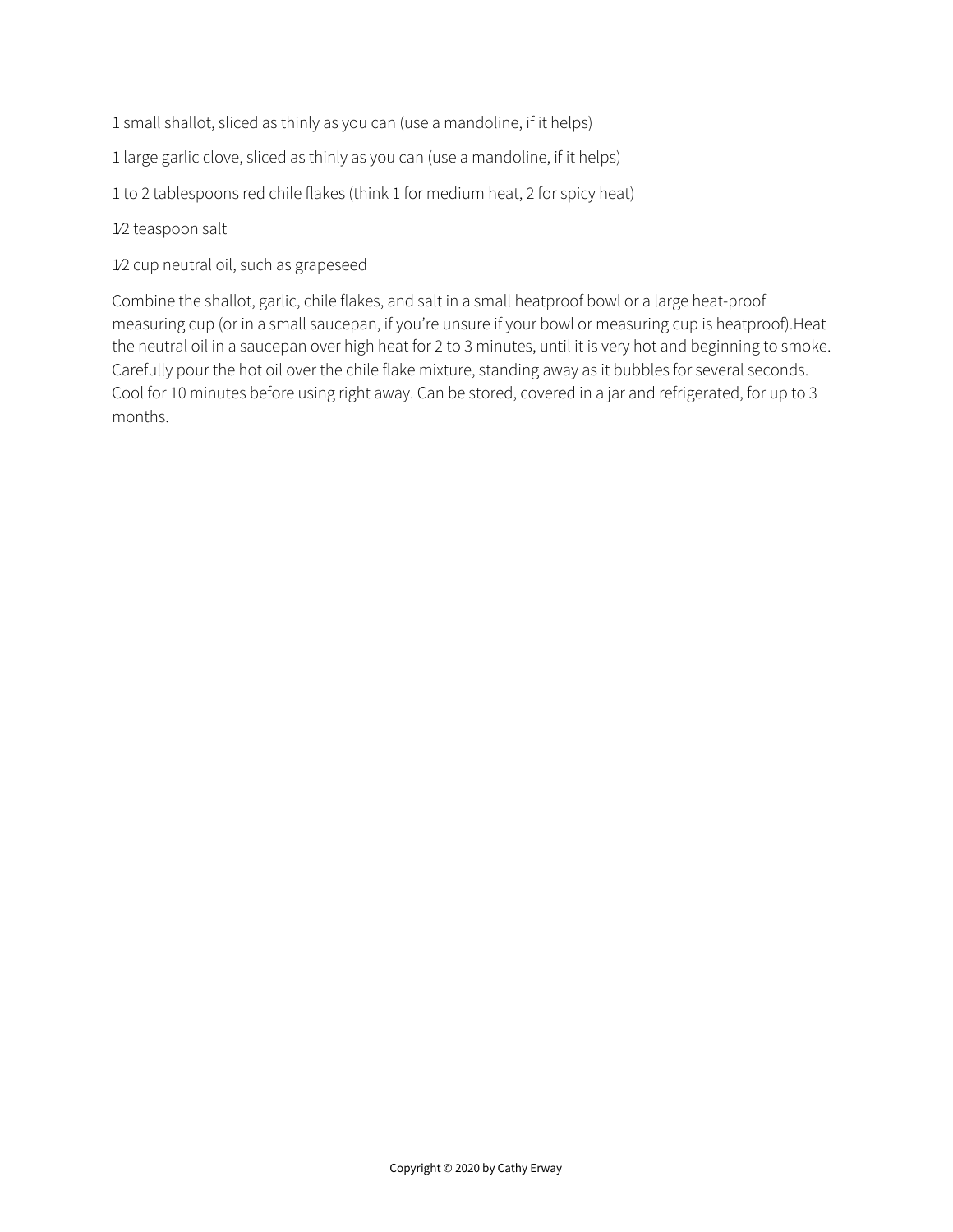1 small shallot, sliced as thinly as you can (use a mandoline, if it helps)

1 large garlic clove, sliced as thinly as you can (use a mandoline, if it helps)

1 to 2 tablespoons red chile flakes (think 1 for medium heat, 2 for spicy heat)

1⁄2 teaspoon salt

1⁄2 cup neutral oil, such as grapeseed

Combine the shallot, garlic, chile flakes, and salt in a small heatproof bowl or a large heat-proof measuring cup (or in a small saucepan, if you're unsure if your bowl or measuring cup is heatproof).Heat the neutral oil in a saucepan over high heat for 2 to 3 minutes, until it is very hot and beginning to smoke. Carefully pour the hot oil over the chile flake mixture, standing away as it bubbles for several seconds. Cool for 10 minutes before using right away. Can be stored, covered in a jar and refrigerated, for up to 3 months.

Copyright © 2020 by Cathy Erway